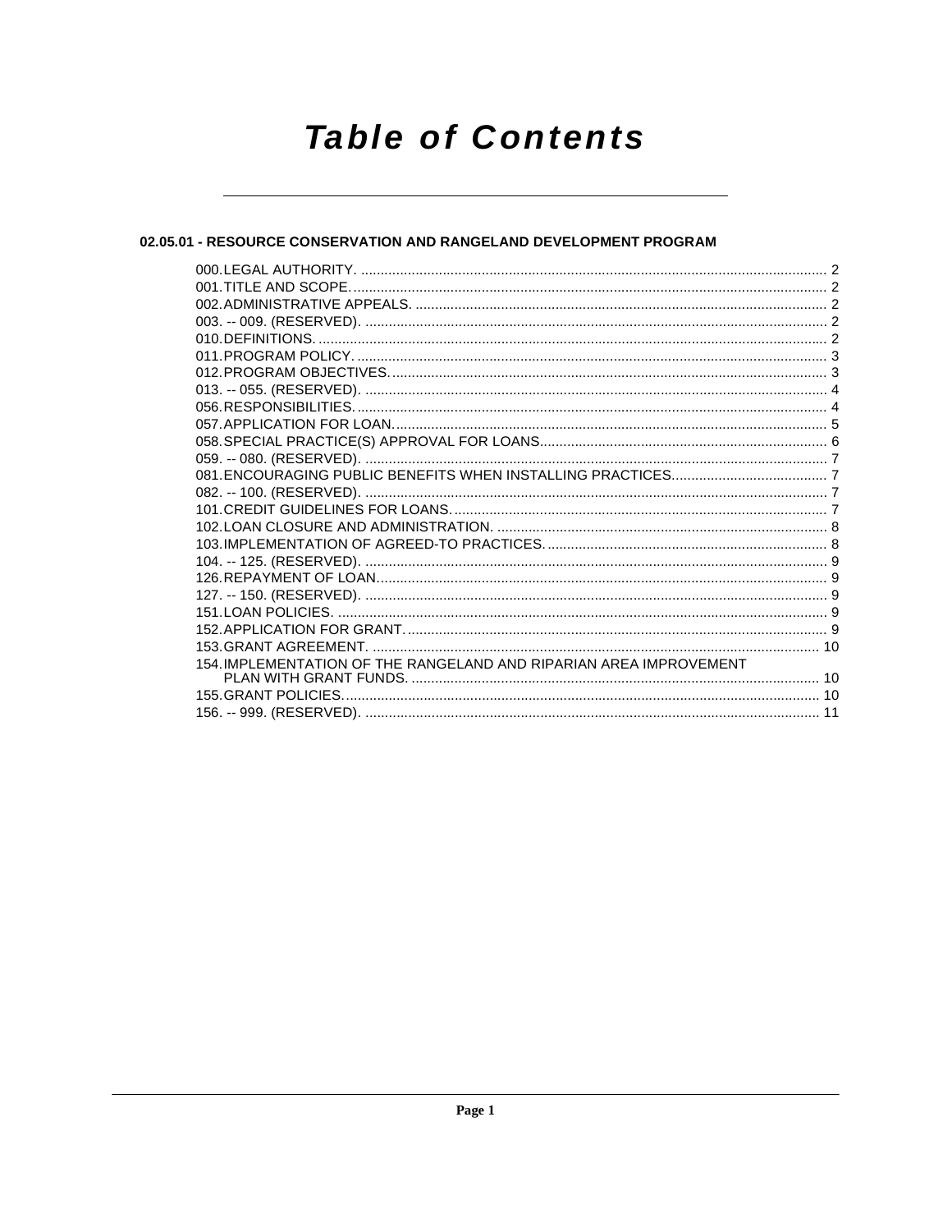# Table of Contents

## 02.05.01 - RESOURCE CONSERVATION AND RANGELAND DEVELOPMENT PROGRAM

000. LEGAL AUTHORITY. ........................................................................................................................ 2
001. TITLE AND SCOPE. ......................................................................................................................... 2
002. ADMINISTRATIVE APPEALS. ......................................................................................................... 2
003. -- 009. (RESERVED). ...................................................................................................................... 2
010. DEFINITIONS. .................................................................................................................................. 2
011. PROGRAM POLICY. ........................................................................................................................ 3
012. PROGRAM OBJECTIVES. ................................................................................................................ 3
013. -- 055. (RESERVED). ...................................................................................................................... 4
056. RESPONSIBILITIES. ......................................................................................................................... 4
057. APPLICATION FOR LOAN. ............................................................................................................... 5
058. SPECIAL PRACTICE(S) APPROVAL FOR LOANS. .......................................................................... 6
059. -- 080. (RESERVED). ...................................................................................................................... 7
081. ENCOURAGING PUBLIC BENEFITS WHEN INSTALLING PRACTICES. ........................................ 7
082. -- 100. (RESERVED). ...................................................................................................................... 7
101. CREDIT GUIDELINES FOR LOANS. ................................................................................................. 7
102. LOAN CLOSURE AND ADMINISTRATION. ..................................................................................... 8
103. IMPLEMENTATION OF AGREED-TO PRACTICES. ......................................................................... 8
104. -- 125. (RESERVED). ...................................................................................................................... 9
126. REPAYMENT OF LOAN. ................................................................................................................... 9
127. -- 150. (RESERVED). ...................................................................................................................... 9
151. LOAN POLICIES. .............................................................................................................................. 9
152. APPLICATION FOR GRANT. ............................................................................................................ 9
153. GRANT AGREEMENT. .................................................................................................................... 10
154. IMPLEMENTATION OF THE RANGELAND AND RIPARIAN AREA IMPROVEMENT PLAN WITH GRANT FUNDS. ......................................................................................................... 10
155. GRANT POLICIES. ........................................................................................................................... 10
156. -- 999. (RESERVED). .................................................................................................................... 11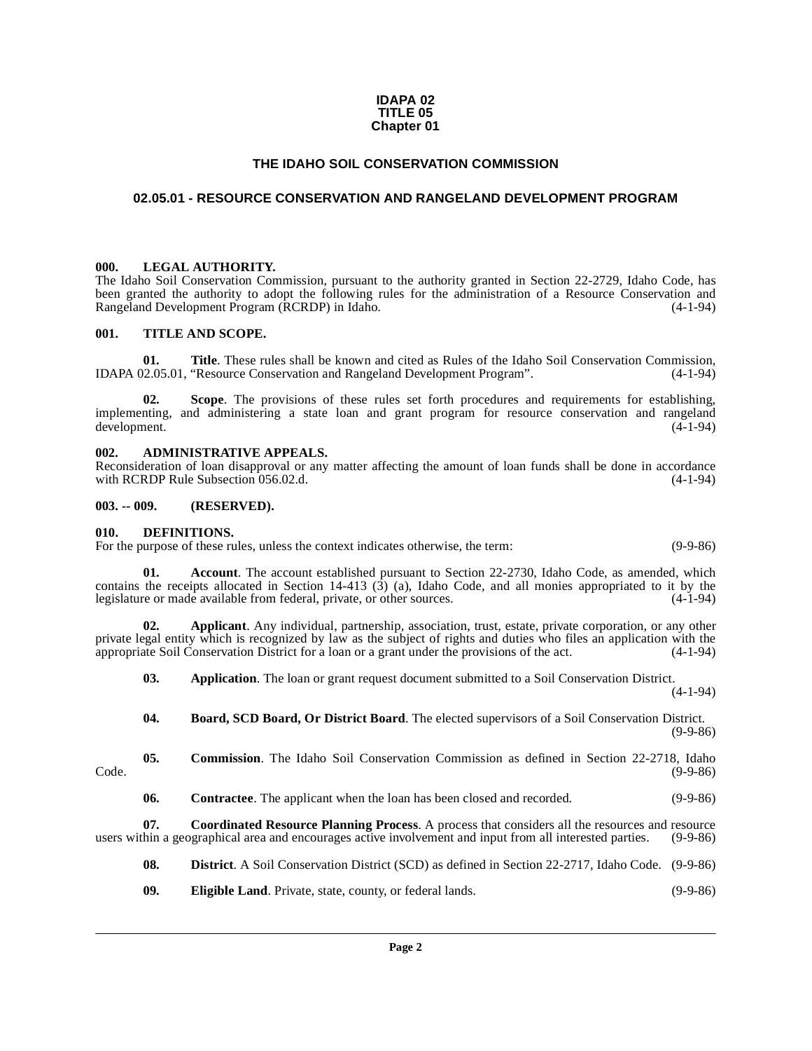**IDAPA 02**
**TITLE 05**
**Chapter 01**

# THE IDAHO SOIL CONSERVATION COMMISSION

## 02.05.01 - RESOURCE CONSERVATION AND RANGELAND DEVELOPMENT PROGRAM

**000. LEGAL AUTHORITY.**
The Idaho Soil Conservation Commission, pursuant to the authority granted in Section 22-2729, Idaho Code, has been granted the authority to adopt the following rules for the administration of a Resource Conservation and Rangeland Development Program (RCRDP) in Idaho. (4-1-94)

**001. TITLE AND SCOPE.**

**01. Title**. These rules shall be known and cited as Rules of the Idaho Soil Conservation Commission, IDAPA 02.05.01, "Resource Conservation and Rangeland Development Program". (4-1-94)

**02. Scope**. The provisions of these rules set forth procedures and requirements for establishing, implementing, and administering a state loan and grant program for resource conservation and rangeland development. (4-1-94)

**002. ADMINISTRATIVE APPEALS.**
Reconsideration of loan disapproval or any matter affecting the amount of loan funds shall be done in accordance with RCRDP Rule Subsection 056.02.d. (4-1-94)

**003. -- 009. (RESERVED).**

**010. DEFINITIONS.**
For the purpose of these rules, unless the context indicates otherwise, the term: (9-9-86)

**01. Account**. The account established pursuant to Section 22-2730, Idaho Code, as amended, which contains the receipts allocated in Section 14-413 (3) (a), Idaho Code, and all monies appropriated to it by the legislature or made available from federal, private, or other sources. (4-1-94)

**02. Applicant**. Any individual, partnership, association, trust, estate, private corporation, or any other private legal entity which is recognized by law as the subject of rights and duties who files an application with the appropriate Soil Conservation District for a loan or a grant under the provisions of the act. (4-1-94)

**03. Application**. The loan or grant request document submitted to a Soil Conservation District. (4-1-94)

**04. Board, SCD Board, Or District Board**. The elected supervisors of a Soil Conservation District. (9-9-86)

**05. Commission**. The Idaho Soil Conservation Commission as defined in Section 22-2718, Idaho Code. (9-9-86)

**06. Contractee**. The applicant when the loan has been closed and recorded. (9-9-86)

**07. Coordinated Resource Planning Process**. A process that considers all the resources and resource users within a geographical area and encourages active involvement and input from all interested parties. (9-9-86)

**08. District**. A Soil Conservation District (SCD) as defined in Section 22-2717, Idaho Code. (9-9-86)

**09. Eligible Land**. Private, state, county, or federal lands. (9-9-86)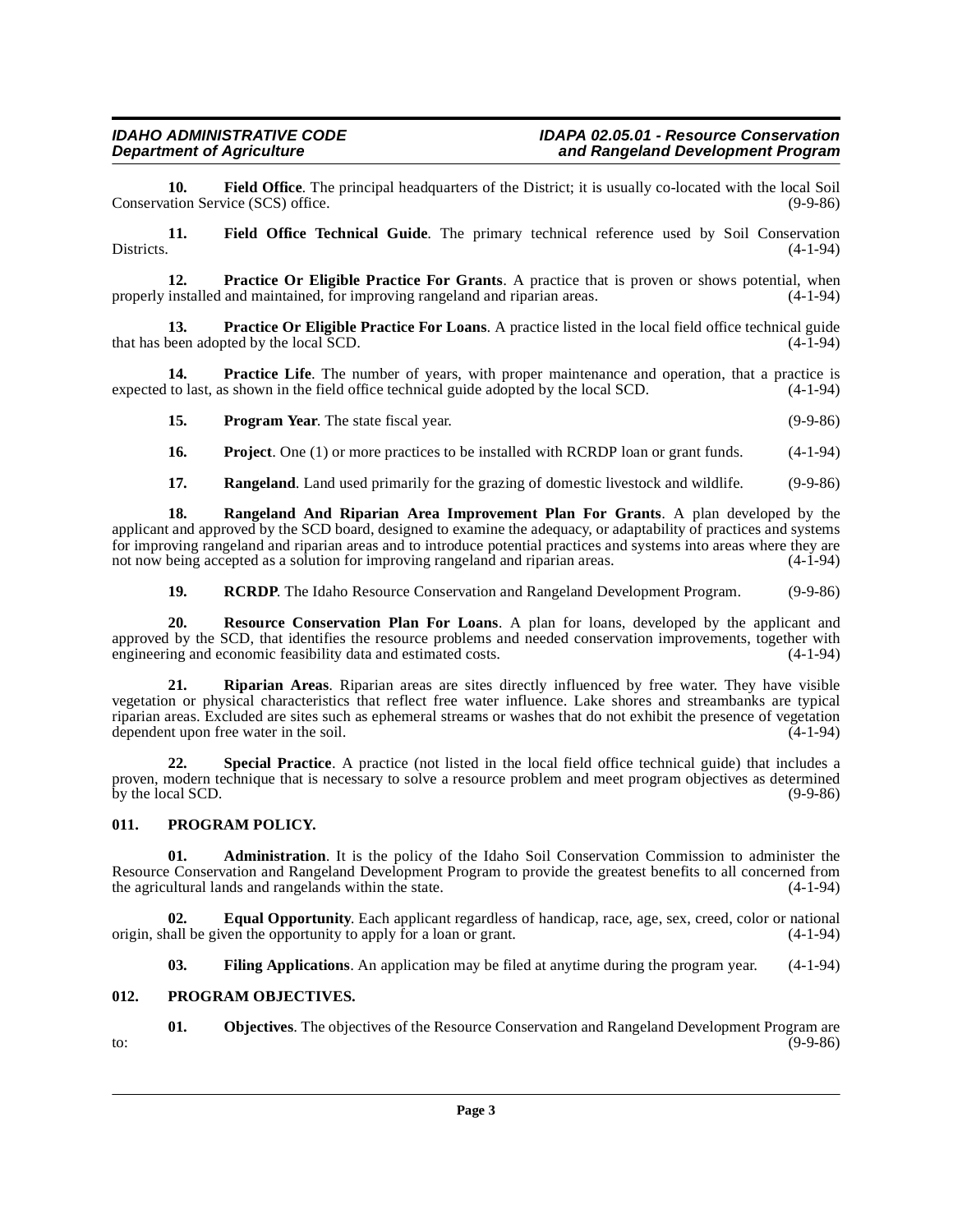**10. Field Office**. The principal headquarters of the District; it is usually co-located with the local Soil Conservation Service (SCS) office. (9-9-86)

**11. Field Office Technical Guide**. The primary technical reference used by Soil Conservation Districts. (4-1-94)

**12. Practice Or Eligible Practice For Grants**. A practice that is proven or shows potential, when properly installed and maintained, for improving rangeland and riparian areas. (4-1-94)

**13. Practice Or Eligible Practice For Loans**. A practice listed in the local field office technical guide that has been adopted by the local SCD. (4-1-94)

**14. Practice Life**. The number of years, with proper maintenance and operation, that a practice is expected to last, as shown in the field office technical guide adopted by the local SCD. (4-1-94)

**15. Program Year**. The state fiscal year. (9-9-86)

**16. Project**. One (1) or more practices to be installed with RCRDP loan or grant funds. (4-1-94)

**17. Rangeland**. Land used primarily for the grazing of domestic livestock and wildlife. (9-9-86)

**18. Rangeland And Riparian Area Improvement Plan For Grants**. A plan developed by the applicant and approved by the SCD board, designed to examine the adequacy, or adaptability of practices and systems for improving rangeland and riparian areas and to introduce potential practices and systems into areas where they are not now being accepted as a solution for improving rangeland and riparian areas. (4-1-94)

**19. RCRDP**. The Idaho Resource Conservation and Rangeland Development Program. (9-9-86)

**20. Resource Conservation Plan For Loans**. A plan for loans, developed by the applicant and approved by the SCD, that identifies the resource problems and needed conservation improvements, together with engineering and economic feasibility data and estimated costs. (4-1-94)

**21. Riparian Areas**. Riparian areas are sites directly influenced by free water. They have visible vegetation or physical characteristics that reflect free water influence. Lake shores and streambanks are typical riparian areas. Excluded are sites such as ephemeral streams or washes that do not exhibit the presence of vegetation dependent upon free water in the soil. (4-1-94)

**22. Special Practice**. A practice (not listed in the local field office technical guide) that includes a proven, modern technique that is necessary to solve a resource problem and meet program objectives as determined by the local SCD. (9-9-86)

## 011. PROGRAM POLICY.

**01. Administration**. It is the policy of the Idaho Soil Conservation Commission to administer the Resource Conservation and Rangeland Development Program to provide the greatest benefits to all concerned from the agricultural lands and rangelands within the state. (4-1-94)

**02. Equal Opportunity**. Each applicant regardless of handicap, race, age, sex, creed, color or national origin, shall be given the opportunity to apply for a loan or grant. (4-1-94)

**03. Filing Applications**. An application may be filed at anytime during the program year. (4-1-94)

## 012. PROGRAM OBJECTIVES.

**01. Objectives**. The objectives of the Resource Conservation and Rangeland Development Program are to: (9-9-86)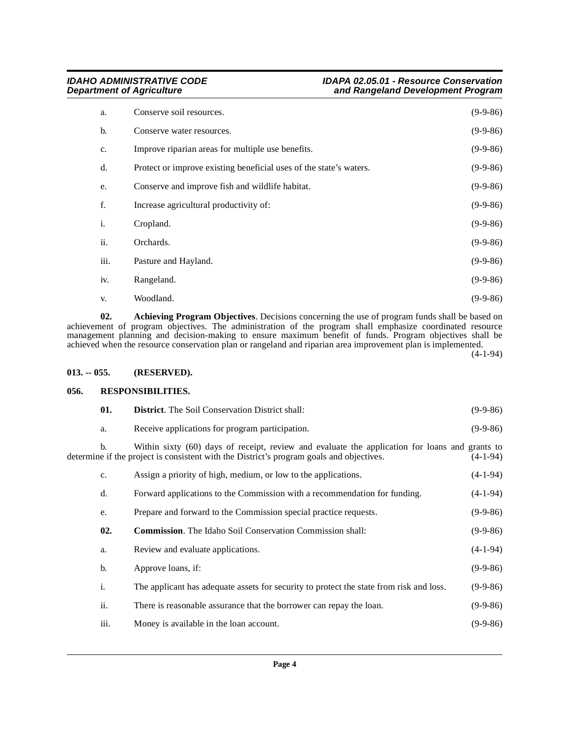a. Conserve soil resources. (9-9-86)

b. Conserve water resources. (9-9-86)

c. Improve riparian areas for multiple use benefits. (9-9-86)

d. Protect or improve existing beneficial uses of the state's waters. (9-9-86)

e. Conserve and improve fish and wildlife habitat. (9-9-86)

f. Increase agricultural productivity of: (9-9-86)

i. Cropland. (9-9-86)

ii. Orchards. (9-9-86)

iii. Pasture and Hayland. (9-9-86)

iv. Rangeland. (9-9-86)

v. Woodland. (9-9-86)

**02. Achieving Program Objectives**. Decisions concerning the use of program funds shall be based on achievement of program objectives. The administration of the program shall emphasize coordinated resource management planning and decision-making to ensure maximum benefit of funds. Program objectives shall be achieved when the resource conservation plan or rangeland and riparian area improvement plan is implemented. (4-1-94)

## 013. -- 055. (RESERVED).

## 056. RESPONSIBILITIES.

**01. District**. The Soil Conservation District shall: (9-9-86)

a. Receive applications for program participation. (9-9-86)

b. Within sixty (60) days of receipt, review and evaluate the application for loans and grants to determine if the project is consistent with the District's program goals and objectives. (4-1-94)

c. Assign a priority of high, medium, or low to the applications. (4-1-94)

d. Forward applications to the Commission with a recommendation for funding. (4-1-94)

e. Prepare and forward to the Commission special practice requests. (9-9-86)

**02. Commission**. The Idaho Soil Conservation Commission shall: (9-9-86)

a. Review and evaluate applications. (4-1-94)

b. Approve loans, if: (9-9-86)

i. The applicant has adequate assets for security to protect the state from risk and loss. (9-9-86)

ii. There is reasonable assurance that the borrower can repay the loan. (9-9-86)

iii. Money is available in the loan account. (9-9-86)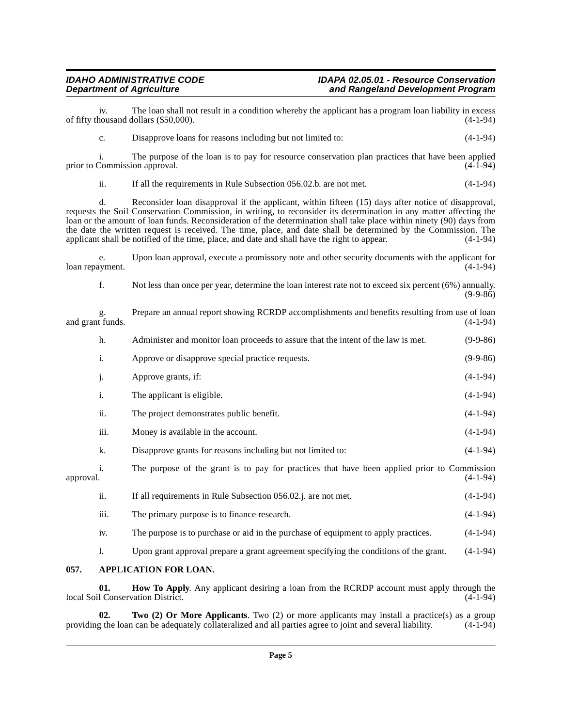iv. The loan shall not result in a condition whereby the applicant has a program loan liability in excess of fifty thousand dollars ($50,000). (4-1-94)

c. Disapprove loans for reasons including but not limited to: (4-1-94)

i. The purpose of the loan is to pay for resource conservation plan practices that have been applied prior to Commission approval. (4-1-94)

ii. If all the requirements in Rule Subsection 056.02.b. are not met. (4-1-94)

d. Reconsider loan disapproval if the applicant, within fifteen (15) days after notice of disapproval, requests the Soil Conservation Commission, in writing, to reconsider its determination in any matter affecting the loan or the amount of loan funds. Reconsideration of the determination shall take place within ninety (90) days from the date the written request is received. The time, place, and date shall be determined by the Commission. The applicant shall be notified of the time, place, and date and shall have the right to appear. (4-1-94)

e. Upon loan approval, execute a promissory note and other security documents with the applicant for loan repayment. (4-1-94)

f. Not less than once per year, determine the loan interest rate not to exceed six percent (6%) annually. (9-9-86)

g. Prepare an annual report showing RCRDP accomplishments and benefits resulting from use of loan and grant funds. (4-1-94)

h. Administer and monitor loan proceeds to assure that the intent of the law is met. (9-9-86)

i. Approve or disapprove special practice requests. (9-9-86)

j. Approve grants, if: (4-1-94)

i. The applicant is eligible. (4-1-94)

ii. The project demonstrates public benefit. (4-1-94)

iii. Money is available in the account. (4-1-94)

k. Disapprove grants for reasons including but not limited to: (4-1-94)

i. The purpose of the grant is to pay for practices that have been applied prior to Commission approval. (4-1-94)

ii. If all requirements in Rule Subsection 056.02.j. are not met. (4-1-94)

iii. The primary purpose is to finance research. (4-1-94)

iv. The purpose is to purchase or aid in the purchase of equipment to apply practices. (4-1-94)

l. Upon grant approval prepare a grant agreement specifying the conditions of the grant. (4-1-94)

## 057. APPLICATION FOR LOAN.

**01. How To Apply**. Any applicant desiring a loan from the RCRDP account must apply through the local Soil Conservation District. (4-1-94)

**02. Two (2) Or More Applicants**. Two (2) or more applicants may install a practice(s) as a group providing the loan can be adequately collateralized and all parties agree to joint and several liability. (4-1-94)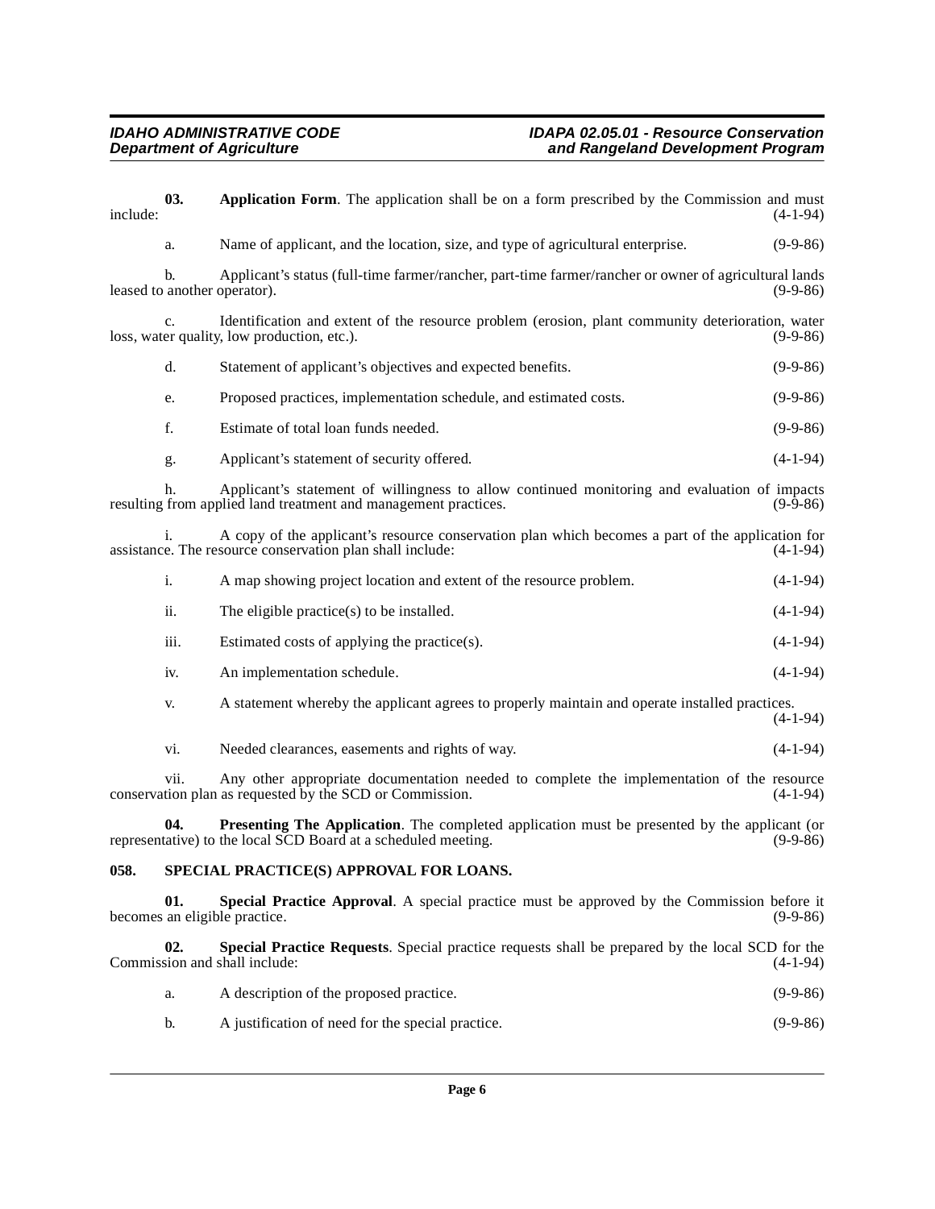**03. Application Form**. The application shall be on a form prescribed by the Commission and must include: (4-1-94)

a. Name of applicant, and the location, size, and type of agricultural enterprise. (9-9-86)

b. Applicant's status (full-time farmer/rancher, part-time farmer/rancher or owner of agricultural lands leased to another operator). (9-9-86)

c. Identification and extent of the resource problem (erosion, plant community deterioration, water loss, water quality, low production, etc.). (9-9-86)

d. Statement of applicant's objectives and expected benefits. (9-9-86)

e. Proposed practices, implementation schedule, and estimated costs. (9-9-86)

f. Estimate of total loan funds needed. (9-9-86)

g. Applicant's statement of security offered. (4-1-94)

h. Applicant's statement of willingness to allow continued monitoring and evaluation of impacts resulting from applied land treatment and management practices. (9-9-86)

i. A copy of the applicant's resource conservation plan which becomes a part of the application for assistance. The resource conservation plan shall include: (4-1-94)

i. A map showing project location and extent of the resource problem. (4-1-94)

ii. The eligible practice(s) to be installed. (4-1-94)

iii. Estimated costs of applying the practice(s). (4-1-94)

iv. An implementation schedule. (4-1-94)

v. A statement whereby the applicant agrees to properly maintain and operate installed practices. (4-1-94)

vi. Needed clearances, easements and rights of way. (4-1-94)

vii. Any other appropriate documentation needed to complete the implementation of the resource conservation plan as requested by the SCD or Commission. (4-1-94)

**04. Presenting The Application**. The completed application must be presented by the applicant (or representative) to the local SCD Board at a scheduled meeting. (9-9-86)

## 058. SPECIAL PRACTICE(S) APPROVAL FOR LOANS.

**01. Special Practice Approval**. A special practice must be approved by the Commission before it becomes an eligible practice. (9-9-86)

**02. Special Practice Requests**. Special practice requests shall be prepared by the local SCD for the Commission and shall include: (4-1-94)

a. A description of the proposed practice. (9-9-86)

b. A justification of need for the special practice. (9-9-86)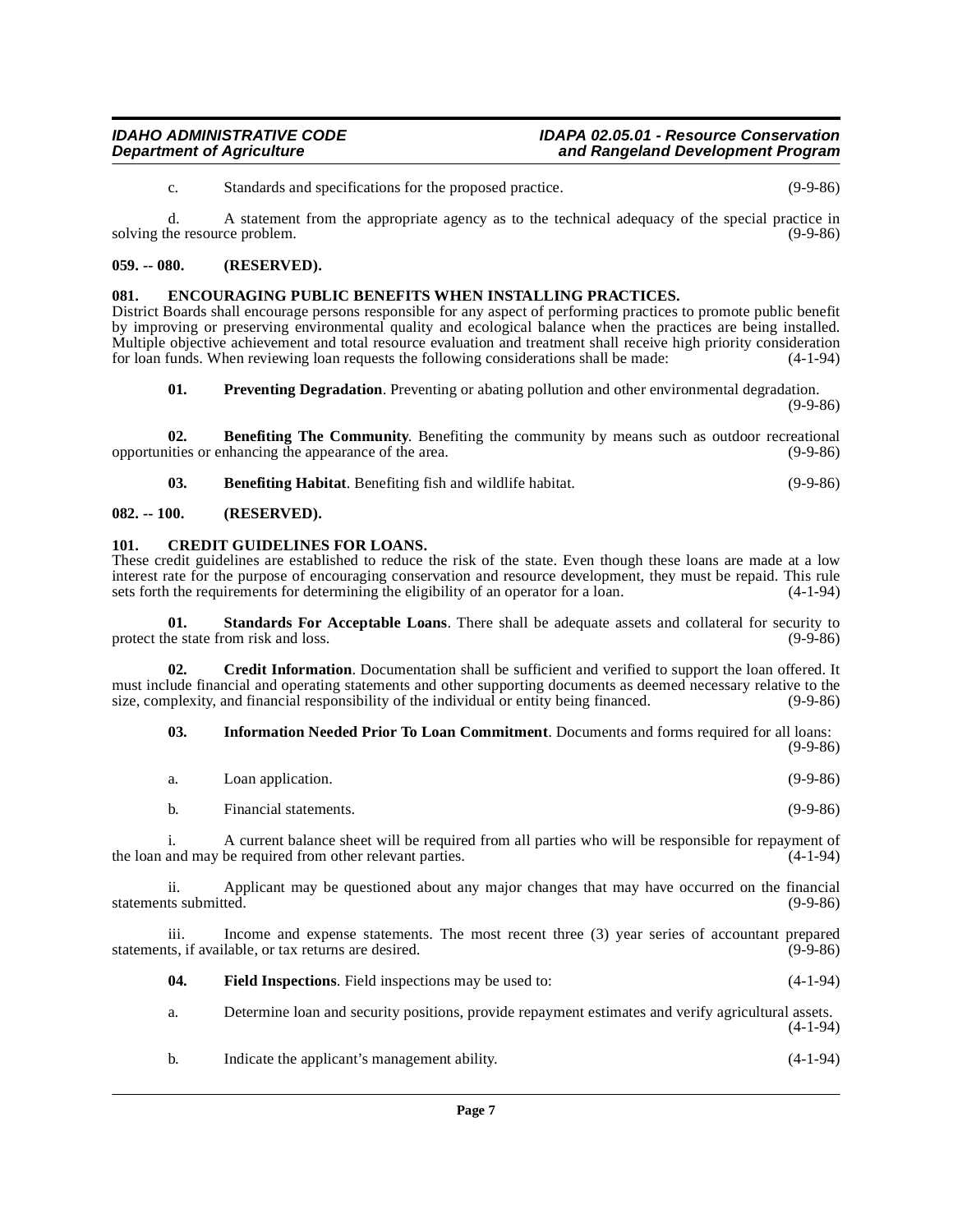c. Standards and specifications for the proposed practice. (9-9-86)

d. A statement from the appropriate agency as to the technical adequacy of the special practice in solving the resource problem. (9-9-86)

## 059. -- 080. (RESERVED).

## 081. ENCOURAGING PUBLIC BENEFITS WHEN INSTALLING PRACTICES.

District Boards shall encourage persons responsible for any aspect of performing practices to promote public benefit by improving or preserving environmental quality and ecological balance when the practices are being installed. Multiple objective achievement and total resource evaluation and treatment shall receive high priority consideration for loan funds. When reviewing loan requests the following considerations shall be made: (4-1-94)

**01. Preventing Degradation**. Preventing or abating pollution and other environmental degradation. (9-9-86)

**02. Benefiting The Community**. Benefiting the community by means such as outdoor recreational opportunities or enhancing the appearance of the area. (9-9-86)

**03. Benefiting Habitat**. Benefiting fish and wildlife habitat. (9-9-86)

## 082. -- 100. (RESERVED).

## 101. CREDIT GUIDELINES FOR LOANS.

These credit guidelines are established to reduce the risk of the state. Even though these loans are made at a low interest rate for the purpose of encouraging conservation and resource development, they must be repaid. This rule sets forth the requirements for determining the eligibility of an operator for a loan. (4-1-94)

**01. Standards For Acceptable Loans**. There shall be adequate assets and collateral for security to protect the state from risk and loss. (9-9-86)

**02. Credit Information**. Documentation shall be sufficient and verified to support the loan offered. It must include financial and operating statements and other supporting documents as deemed necessary relative to the size, complexity, and financial responsibility of the individual or entity being financed. (9-9-86)

**03. Information Needed Prior To Loan Commitment**. Documents and forms required for all loans: (9-9-86)

a. Loan application. (9-9-86)

b. Financial statements. (9-9-86)

i. A current balance sheet will be required from all parties who will be responsible for repayment of the loan and may be required from other relevant parties. (4-1-94)

ii. Applicant may be questioned about any major changes that may have occurred on the financial statements submitted. (9-9-86)

iii. Income and expense statements. The most recent three (3) year series of accountant prepared statements, if available, or tax returns are desired. (9-9-86)

**04. Field Inspections**. Field inspections may be used to: (4-1-94)

a. Determine loan and security positions, provide repayment estimates and verify agricultural assets. (4-1-94)

b. Indicate the applicant's management ability. (4-1-94)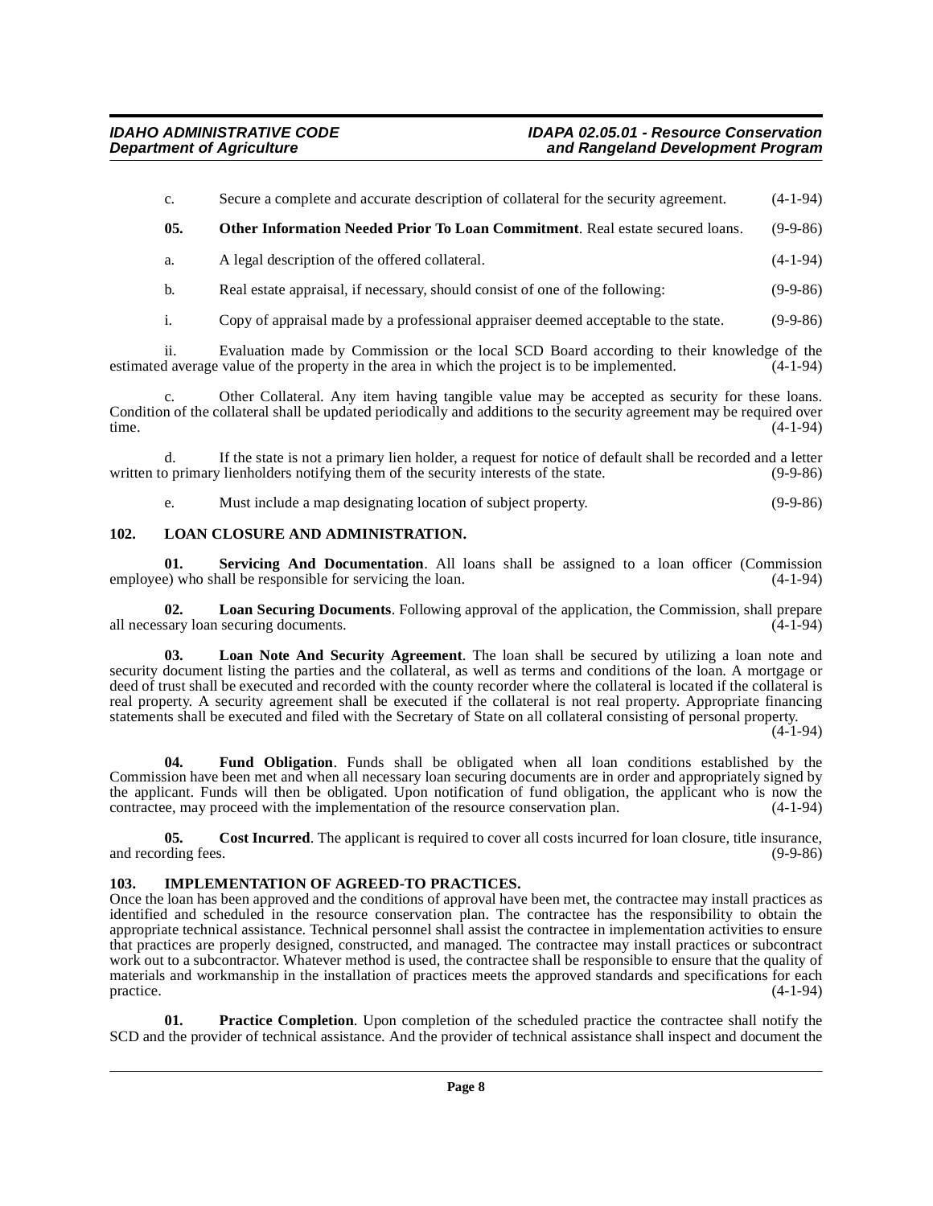c. Secure a complete and accurate description of collateral for the security agreement. (4-1-94)

**05. Other Information Needed Prior To Loan Commitment**. Real estate secured loans. (9-9-86)

a. A legal description of the offered collateral. (4-1-94)

b. Real estate appraisal, if necessary, should consist of one of the following: (9-9-86)

i. Copy of appraisal made by a professional appraiser deemed acceptable to the state. (9-9-86)

ii. Evaluation made by Commission or the local SCD Board according to their knowledge of the estimated average value of the property in the area in which the project is to be implemented. (4-1-94)

c. Other Collateral. Any item having tangible value may be accepted as security for these loans. Condition of the collateral shall be updated periodically and additions to the security agreement may be required over time. (4-1-94)

d. If the state is not a primary lien holder, a request for notice of default shall be recorded and a letter written to primary lienholders notifying them of the security interests of the state. (9-9-86)

e. Must include a map designating location of subject property. (9-9-86)

## 102. LOAN CLOSURE AND ADMINISTRATION.

**01. Servicing And Documentation**. All loans shall be assigned to a loan officer (Commission employee) who shall be responsible for servicing the loan. (4-1-94)

**02. Loan Securing Documents**. Following approval of the application, the Commission, shall prepare all necessary loan securing documents. (4-1-94)

**03. Loan Note And Security Agreement**. The loan shall be secured by utilizing a loan note and security document listing the parties and the collateral, as well as terms and conditions of the loan. A mortgage or deed of trust shall be executed and recorded with the county recorder where the collateral is located if the collateral is real property. A security agreement shall be executed if the collateral is not real property. Appropriate financing statements shall be executed and filed with the Secretary of State on all collateral consisting of personal property. (4-1-94)

**04. Fund Obligation**. Funds shall be obligated when all loan conditions established by the Commission have been met and when all necessary loan securing documents are in order and appropriately signed by the applicant. Funds will then be obligated. Upon notification of fund obligation, the applicant who is now the contractee, may proceed with the implementation of the resource conservation plan. (4-1-94)

**05. Cost Incurred**. The applicant is required to cover all costs incurred for loan closure, title insurance, and recording fees. (9-9-86)

## 103. IMPLEMENTATION OF AGREED-TO PRACTICES.

Once the loan has been approved and the conditions of approval have been met, the contractee may install practices as identified and scheduled in the resource conservation plan. The contractee has the responsibility to obtain the appropriate technical assistance. Technical personnel shall assist the contractee in implementation activities to ensure that practices are properly designed, constructed, and managed. The contractee may install practices or subcontract work out to a subcontractor. Whatever method is used, the contractee shall be responsible to ensure that the quality of materials and workmanship in the installation of practices meets the approved standards and specifications for each practice. (4-1-94)

**01. Practice Completion**. Upon completion of the scheduled practice the contractee shall notify the SCD and the provider of technical assistance. And the provider of technical assistance shall inspect and document the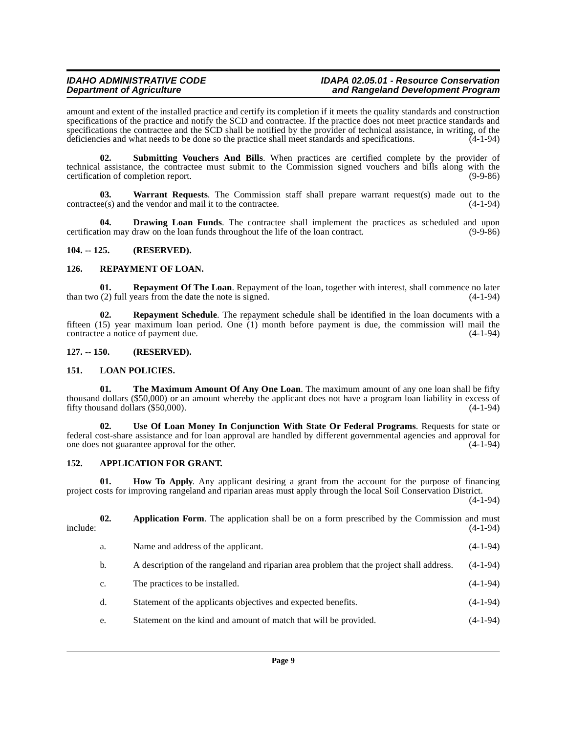amount and extent of the installed practice and certify its completion if it meets the quality standards and construction specifications of the practice and notify the SCD and contractee. If the practice does not meet practice standards and specifications the contractee and the SCD shall be notified by the provider of technical assistance, in writing, of the deficiencies and what needs to be done so the practice shall meet standards and specifications. (4-1-94)

**02. Submitting Vouchers And Bills**. When practices are certified complete by the provider of technical assistance, the contractee must submit to the Commission signed vouchers and bills along with the certification of completion report. (9-9-86)

**03. Warrant Requests**. The Commission staff shall prepare warrant request(s) made out to the contractee(s) and the vendor and mail it to the contractee. (4-1-94)

**04. Drawing Loan Funds**. The contractee shall implement the practices as scheduled and upon certification may draw on the loan funds throughout the life of the loan contract. (9-9-86)

## 104. -- 125. (RESERVED).

## 126. REPAYMENT OF LOAN.

**01. Repayment Of The Loan**. Repayment of the loan, together with interest, shall commence no later than two (2) full years from the date the note is signed. (4-1-94)

**02. Repayment Schedule**. The repayment schedule shall be identified in the loan documents with a fifteen (15) year maximum loan period. One (1) month before payment is due, the commission will mail the contractee a notice of payment due. (4-1-94)

## 127. -- 150. (RESERVED).

## 151. LOAN POLICIES.

**01. The Maximum Amount Of Any One Loan**. The maximum amount of any one loan shall be fifty thousand dollars ($50,000) or an amount whereby the applicant does not have a program loan liability in excess of fifty thousand dollars ($50,000). (4-1-94)

**02. Use Of Loan Money In Conjunction With State Or Federal Programs**. Requests for state or federal cost-share assistance and for loan approval are handled by different governmental agencies and approval for one does not guarantee approval for the other. (4-1-94)

## 152. APPLICATION FOR GRANT.

**01. How To Apply**. Any applicant desiring a grant from the account for the purpose of financing project costs for improving rangeland and riparian areas must apply through the local Soil Conservation District. (4-1-94)

**02. Application Form**. The application shall be on a form prescribed by the Commission and must include: (4-1-94)

a. Name and address of the applicant. (4-1-94)

b. A description of the rangeland and riparian area problem that the project shall address. (4-1-94)

c. The practices to be installed. (4-1-94)

d. Statement of the applicants objectives and expected benefits. (4-1-94)

e. Statement on the kind and amount of match that will be provided. (4-1-94)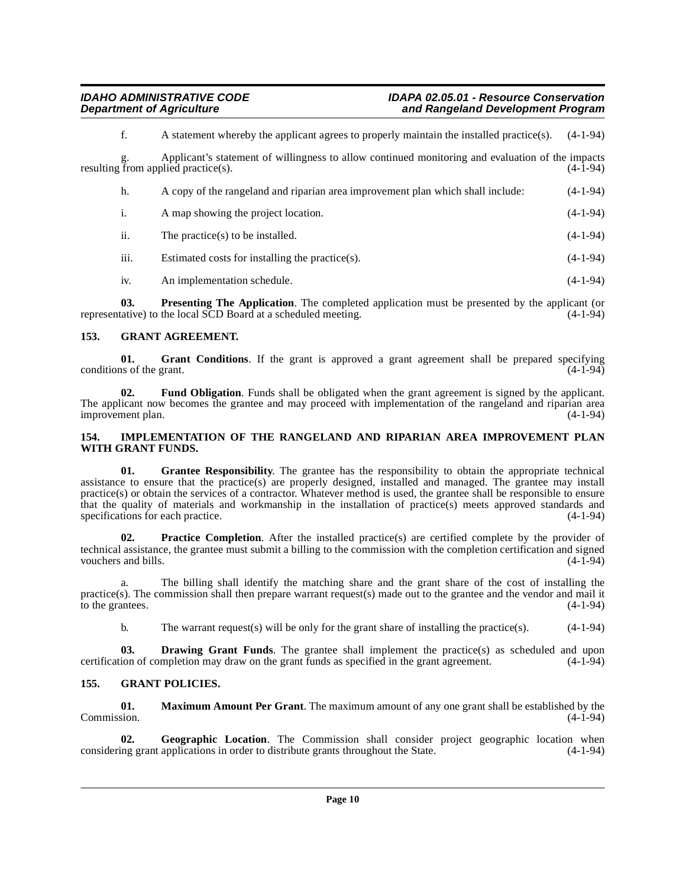f. A statement whereby the applicant agrees to properly maintain the installed practice(s). (4-1-94)

g. Applicant's statement of willingness to allow continued monitoring and evaluation of the impacts resulting from applied practice(s). (4-1-94)

h. A copy of the rangeland and riparian area improvement plan which shall include: (4-1-94)

i. A map showing the project location. (4-1-94)

ii. The practice(s) to be installed. (4-1-94)

iii. Estimated costs for installing the practice(s). (4-1-94)

iv. An implementation schedule. (4-1-94)

**03. Presenting The Application**. The completed application must be presented by the applicant (or representative) to the local SCD Board at a scheduled meeting. (4-1-94)

### 153. GRANT AGREEMENT.

**01. Grant Conditions**. If the grant is approved a grant agreement shall be prepared specifying conditions of the grant. (4-1-94)

**02. Fund Obligation**. Funds shall be obligated when the grant agreement is signed by the applicant. The applicant now becomes the grantee and may proceed with implementation of the rangeland and riparian area improvement plan. (4-1-94)

### 154. IMPLEMENTATION OF THE RANGELAND AND RIPARIAN AREA IMPROVEMENT PLAN WITH GRANT FUNDS.

**01. Grantee Responsibility**. The grantee has the responsibility to obtain the appropriate technical assistance to ensure that the practice(s) are properly designed, installed and managed. The grantee may install practice(s) or obtain the services of a contractor. Whatever method is used, the grantee shall be responsible to ensure that the quality of materials and workmanship in the installation of practice(s) meets approved standards and specifications for each practice. (4-1-94)

**02. Practice Completion**. After the installed practice(s) are certified complete by the provider of technical assistance, the grantee must submit a billing to the commission with the completion certification and signed vouchers and bills. (4-1-94)

a. The billing shall identify the matching share and the grant share of the cost of installing the practice(s). The commission shall then prepare warrant request(s) made out to the grantee and the vendor and mail it to the grantees. (4-1-94)

b. The warrant request(s) will be only for the grant share of installing the practice(s). (4-1-94)

**03. Drawing Grant Funds**. The grantee shall implement the practice(s) as scheduled and upon certification of completion may draw on the grant funds as specified in the grant agreement. (4-1-94)

### 155. GRANT POLICIES.

**01. Maximum Amount Per Grant**. The maximum amount of any one grant shall be established by the Commission. (4-1-94)

**02. Geographic Location**. The Commission shall consider project geographic location when considering grant applications in order to distribute grants throughout the State. (4-1-94)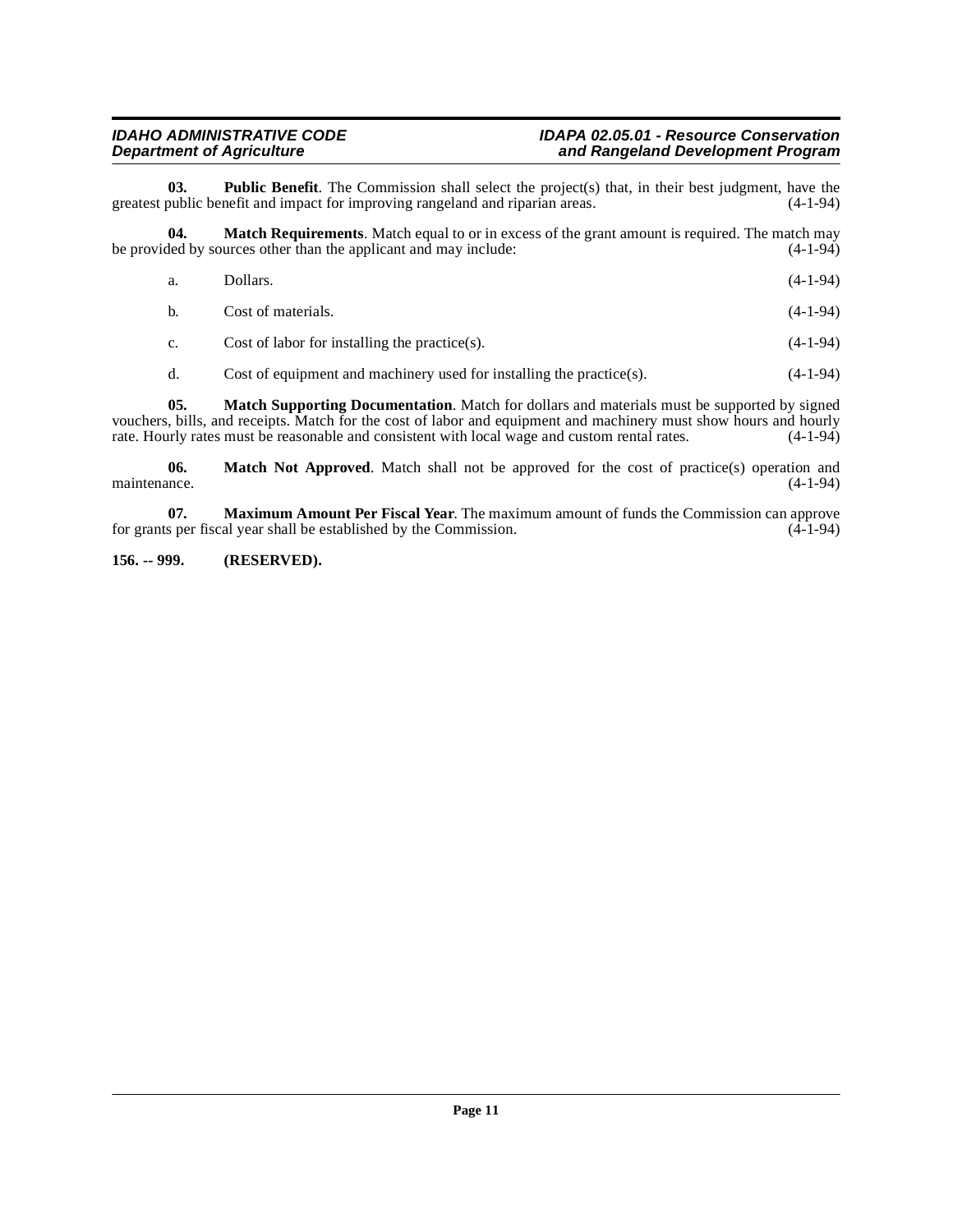**03. Public Benefit**. The Commission shall select the project(s) that, in their best judgment, have the greatest public benefit and impact for improving rangeland and riparian areas. (4-1-94)

**04. Match Requirements**. Match equal to or in excess of the grant amount is required. The match may be provided by sources other than the applicant and may include: (4-1-94)

a. Dollars. (4-1-94)

b. Cost of materials. (4-1-94)

c. Cost of labor for installing the practice(s). (4-1-94)

d. Cost of equipment and machinery used for installing the practice(s). (4-1-94)

**05. Match Supporting Documentation**. Match for dollars and materials must be supported by signed vouchers, bills, and receipts. Match for the cost of labor and equipment and machinery must show hours and hourly rate. Hourly rates must be reasonable and consistent with local wage and custom rental rates. (4-1-94)

**06. Match Not Approved**. Match shall not be approved for the cost of practice(s) operation and maintenance. (4-1-94)

**07. Maximum Amount Per Fiscal Year**. The maximum amount of funds the Commission can approve for grants per fiscal year shall be established by the Commission. (4-1-94)

**156. -- 999. (RESERVED).**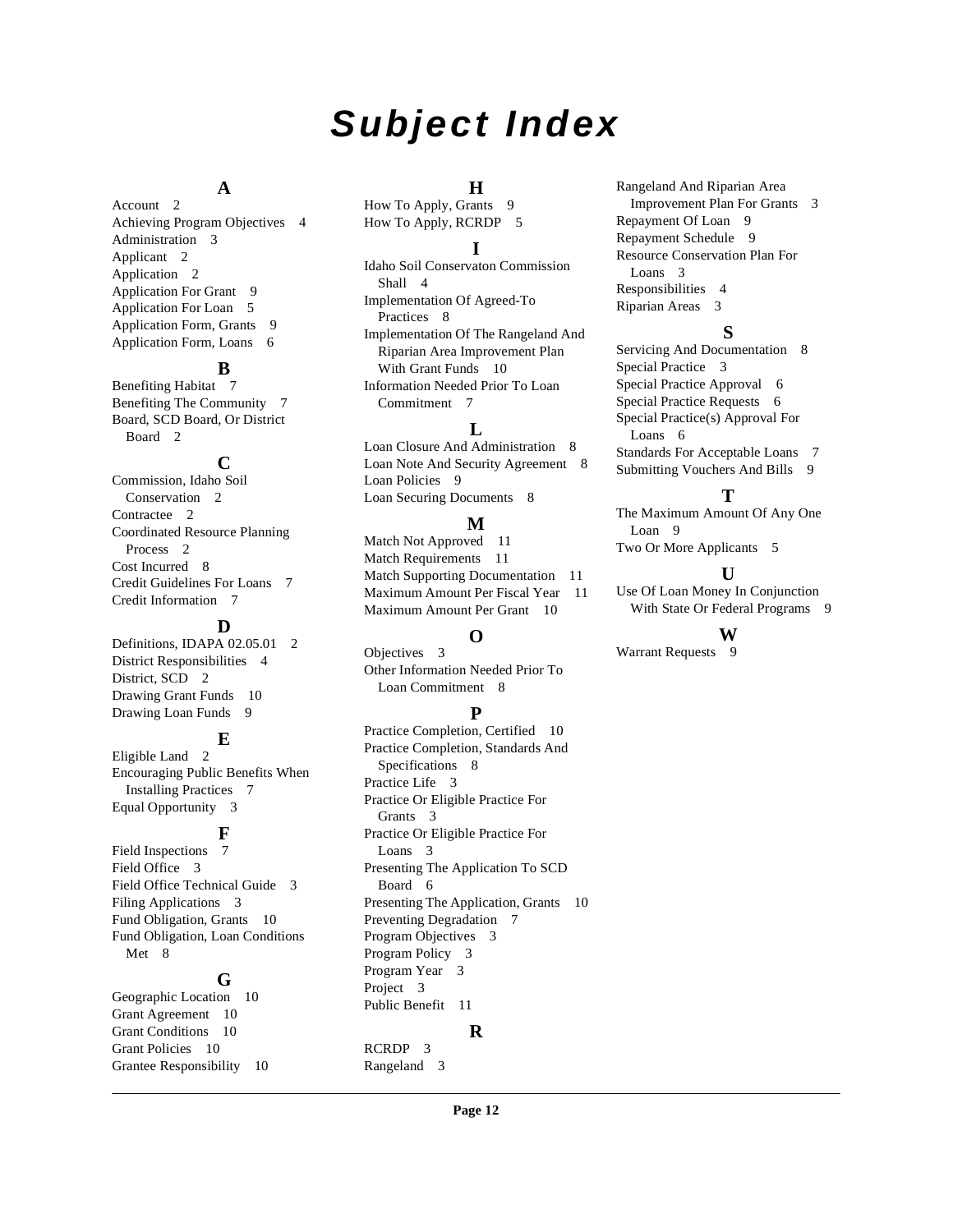# *Subject Index*

## A

Account 2
Achieving Program Objectives 4
Administration 3
Applicant 2
Application 2
Application For Grant 9
Application For Loan 5
Application Form, Grants 9
Application Form, Loans 6

## B

Benefiting Habitat 7
Benefiting The Community 7
Board, SCD Board, Or District Board 2

## C

Commission, Idaho Soil Conservation 2
Contractee 2
Coordinated Resource Planning Process 2
Cost Incurred 8
Credit Guidelines For Loans 7
Credit Information 7

## D

Definitions, IDAPA 02.05.01 2
District Responsibilities 4
District, SCD 2
Drawing Grant Funds 10
Drawing Loan Funds 9

## E

Eligible Land 2
Encouraging Public Benefits When Installing Practices 7
Equal Opportunity 3

## F

Field Inspections 7
Field Office 3
Field Office Technical Guide 3
Filing Applications 3
Fund Obligation, Grants 10
Fund Obligation, Loan Conditions Met 8

## G

Geographic Location 10
Grant Agreement 10
Grant Conditions 10
Grant Policies 10
Grantee Responsibility 10

## H

How To Apply, Grants 9
How To Apply, RCRDP 5

## I

Idaho Soil Conservaton Commission Shall 4
Implementation Of Agreed-To Practices 8
Implementation Of The Rangeland And Riparian Area Improvement Plan With Grant Funds 10
Information Needed Prior To Loan Commitment 7

## L

Loan Closure And Administration 8
Loan Note And Security Agreement 8
Loan Policies 9
Loan Securing Documents 8

## M

Match Not Approved 11
Match Requirements 11
Match Supporting Documentation 11
Maximum Amount Per Fiscal Year 11
Maximum Amount Per Grant 10

## O

Objectives 3
Other Information Needed Prior To Loan Commitment 8

## P

Practice Completion, Certified 10
Practice Completion, Standards And Specifications 8
Practice Life 3
Practice Or Eligible Practice For Grants 3
Practice Or Eligible Practice For Loans 3
Presenting The Application To SCD Board 6
Presenting The Application, Grants 10
Preventing Degradation 7
Program Objectives 3
Program Policy 3
Program Year 3
Project 3
Public Benefit 11

## R

RCRDP 3
Rangeland 3
Rangeland And Riparian Area Improvement Plan For Grants 3
Repayment Of Loan 9
Repayment Schedule 9
Resource Conservation Plan For Loans 3
Responsibilities 4
Riparian Areas 3

## S

Servicing And Documentation 8
Special Practice 3
Special Practice Approval 6
Special Practice Requests 6
Special Practice(s) Approval For Loans 6
Standards For Acceptable Loans 7
Submitting Vouchers And Bills 9

## T

The Maximum Amount Of Any One Loan 9
Two Or More Applicants 5

## U

Use Of Loan Money In Conjunction With State Or Federal Programs 9

## W

Warrant Requests 9